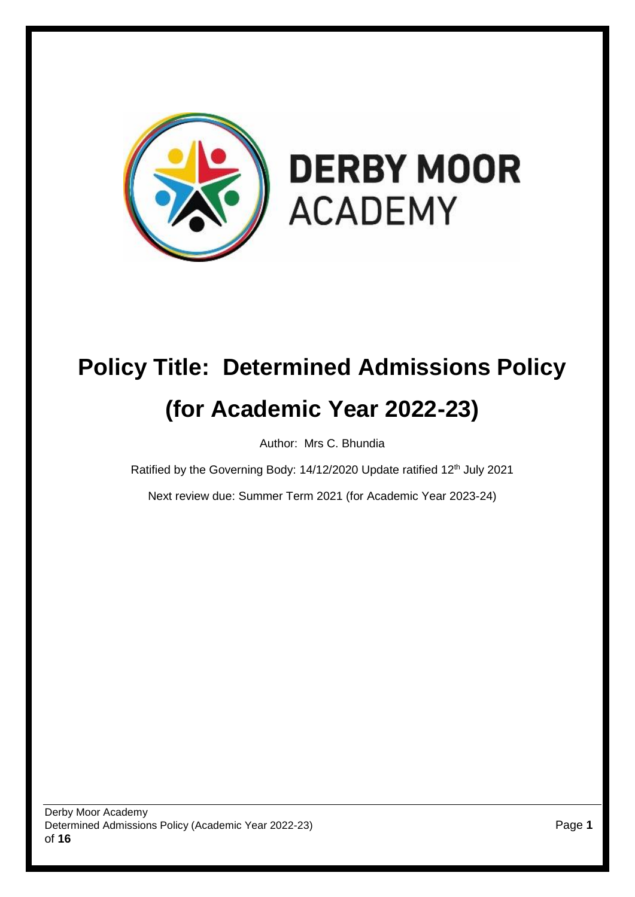DERBY MOOR ACADEMY

# Policy Title: Determined Admissions Policy (for Academic Year 2022-23)

Author: Mrs C. Bhundia

Ratified by the Governing Body: 14/12/2020 Update ratified 12th July 2021

Next review due: Summer Term 2021 (for Academic Year 2023-24)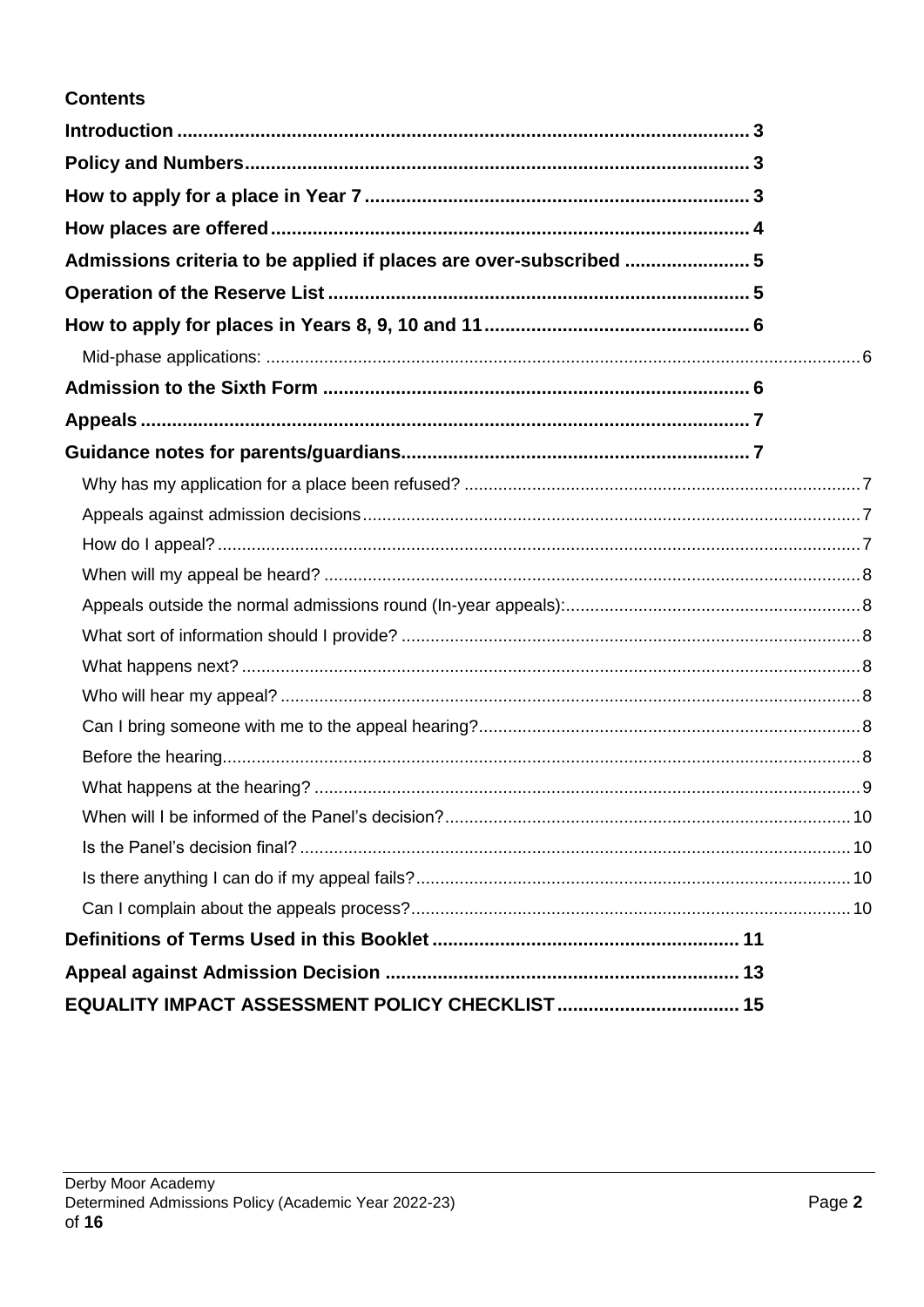**Contents**

**Introduction** .......... 3

**Policy and Numbers** .......... 3

**How to apply for a place in Year 7** .......... 3

**How places are offered** .......... 4

**Admissions criteria to be applied if places are over-subscribed** .......... 5

**Operation of the Reserve List** .......... 5

**How to apply for places in Years 8, 9, 10 and 11** .......... 6

- Mid-phase applications: .......... 6

**Admission to the Sixth Form** .......... 6

**Appeals** .......... 7

**Guidance notes for parents/guardians** .......... 7

- Why has my application for a place been refused? .......... 7
- Appeals against admission decisions .......... 7
- How do I appeal? .......... 7
- When will my appeal be heard? .......... 8
- Appeals outside the normal admissions round (In-year appeals): .......... 8
- What sort of information should I provide? .......... 8
- What happens next? .......... 8
- Who will hear my appeal? .......... 8
- Can I bring someone with me to the appeal hearing? .......... 8
- Before the hearing .......... 8
- What happens at the hearing? .......... 9
- When will I be informed of the Panel's decision? .......... 10
- Is the Panel's decision final? .......... 10
- Is there anything I can do if my appeal fails? .......... 10
- Can I complain about the appeals process? .......... 10

**Definitions of Terms Used in this Booklet** .......... 11

**Appeal against Admission Decision** .......... 13

**EQUALITY IMPACT ASSESSMENT POLICY CHECKLIST** .......... 15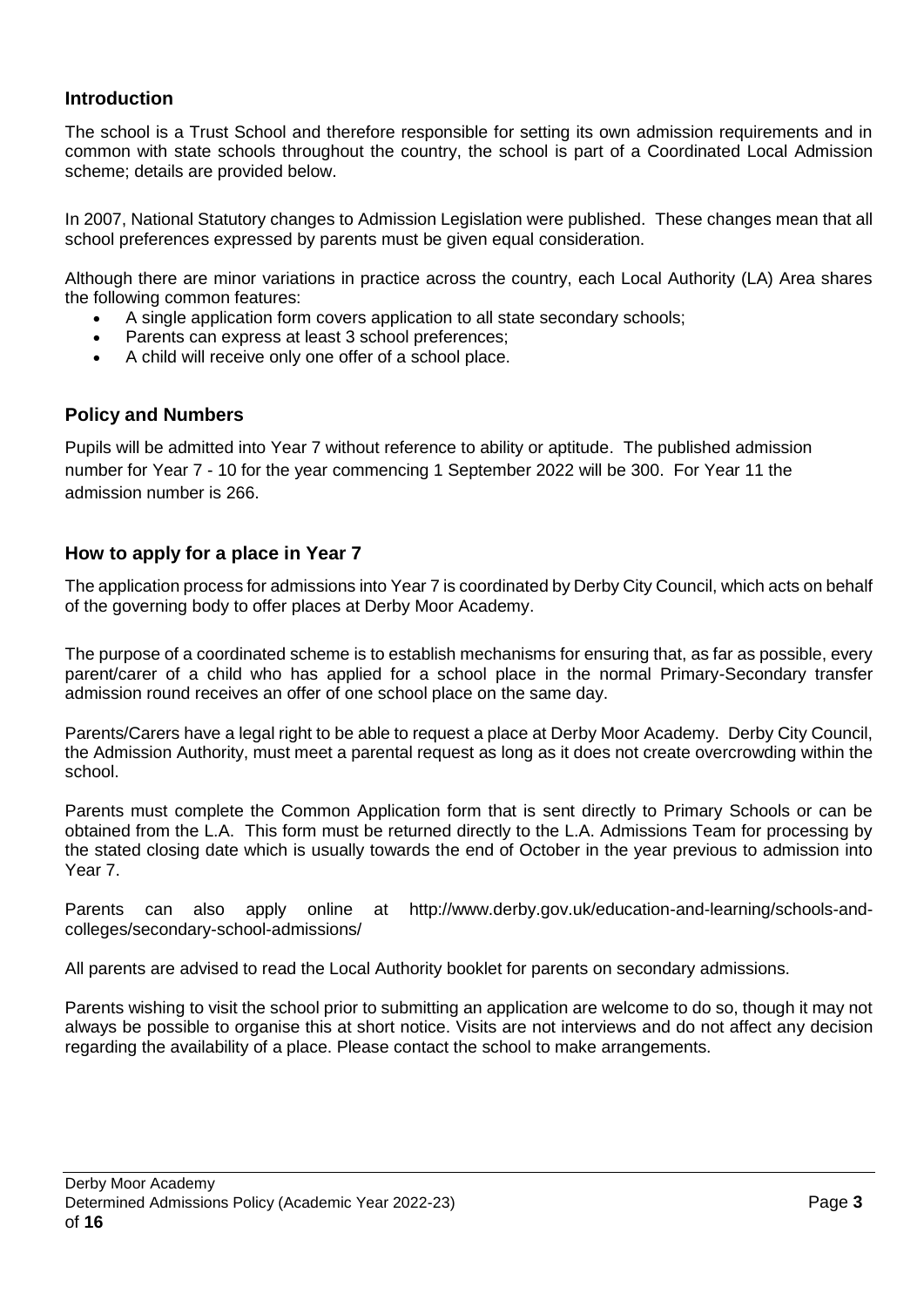## Introduction

The school is a Trust School and therefore responsible for setting its own admission requirements and in common with state schools throughout the country, the school is part of a Coordinated Local Admission scheme; details are provided below.

In 2007, National Statutory changes to Admission Legislation were published. These changes mean that all school preferences expressed by parents must be given equal consideration.

Although there are minor variations in practice across the country, each Local Authority (LA) Area shares the following common features:

- A single application form covers application to all state secondary schools;
- Parents can express at least 3 school preferences;
- A child will receive only one offer of a school place.

## Policy and Numbers

Pupils will be admitted into Year 7 without reference to ability or aptitude. The published admission number for Year 7 - 10 for the year commencing 1 September 2022 will be 300. For Year 11 the admission number is 266.

## How to apply for a place in Year 7

The application process for admissions into Year 7 is coordinated by Derby City Council, which acts on behalf of the governing body to offer places at Derby Moor Academy.

The purpose of a coordinated scheme is to establish mechanisms for ensuring that, as far as possible, every parent/carer of a child who has applied for a school place in the normal Primary-Secondary transfer admission round receives an offer of one school place on the same day.

Parents/Carers have a legal right to be able to request a place at Derby Moor Academy. Derby City Council, the Admission Authority, must meet a parental request as long as it does not create overcrowding within the school.

Parents must complete the Common Application form that is sent directly to Primary Schools or can be obtained from the L.A. This form must be returned directly to the L.A. Admissions Team for processing by the stated closing date which is usually towards the end of October in the year previous to admission into Year 7.

Parents can also apply online at http://www.derby.gov.uk/education-and-learning/schools-and-colleges/secondary-school-admissions/

All parents are advised to read the Local Authority booklet for parents on secondary admissions.

Parents wishing to visit the school prior to submitting an application are welcome to do so, though it may not always be possible to organise this at short notice. Visits are not interviews and do not affect any decision regarding the availability of a place. Please contact the school to make arrangements.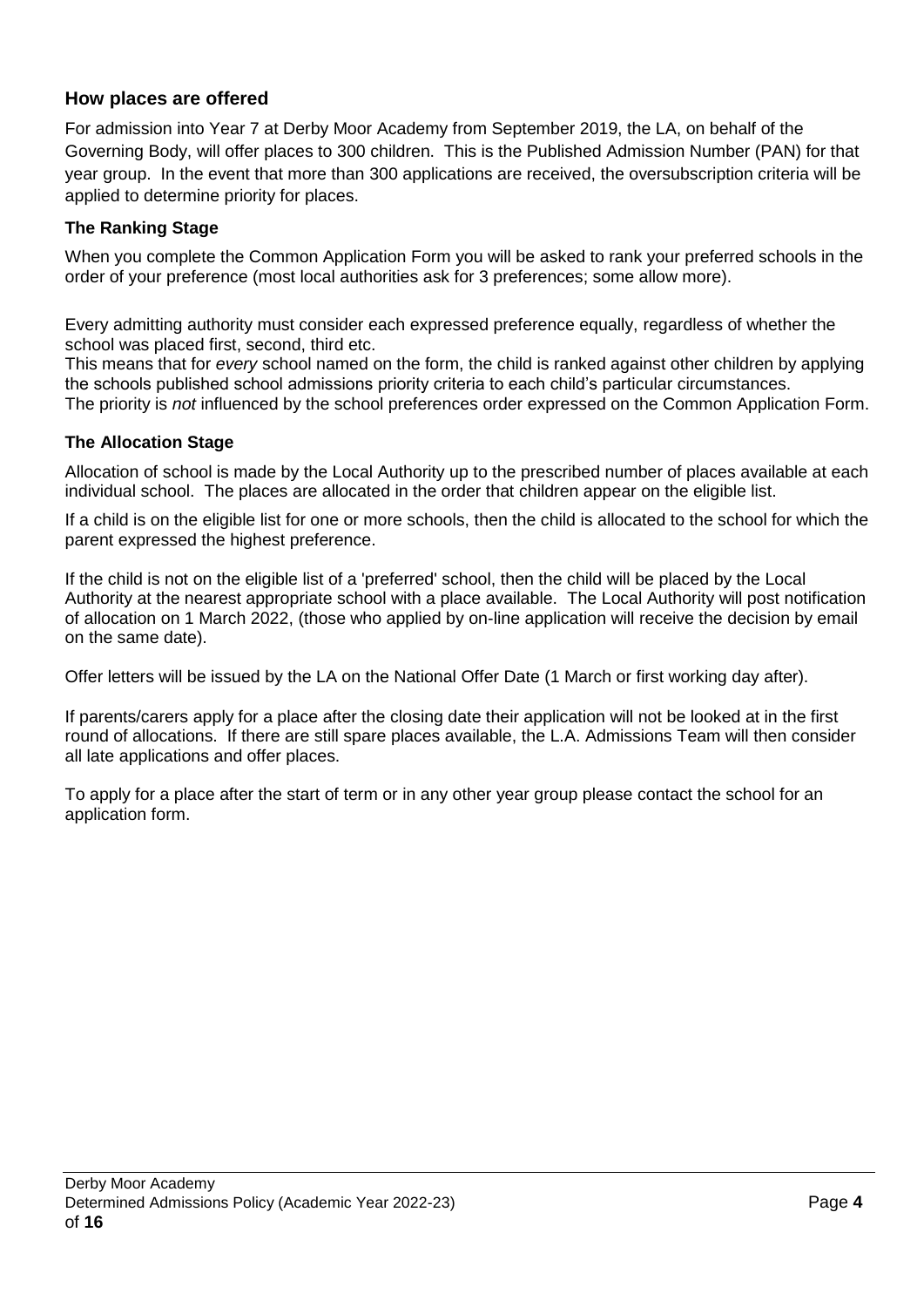## How places are offered

For admission into Year 7 at Derby Moor Academy from September 2019, the LA, on behalf of the Governing Body, will offer places to 300 children. This is the Published Admission Number (PAN) for that year group. In the event that more than 300 applications are received, the oversubscription criteria will be applied to determine priority for places.

### The Ranking Stage

When you complete the Common Application Form you will be asked to rank your preferred schools in the order of your preference (most local authorities ask for 3 preferences; some allow more).

Every admitting authority must consider each expressed preference equally, regardless of whether the school was placed first, second, third etc.
This means that for *every* school named on the form, the child is ranked against other children by applying the schools published school admissions priority criteria to each child's particular circumstances.
The priority is *not* influenced by the school preferences order expressed on the Common Application Form.

### The Allocation Stage

Allocation of school is made by the Local Authority up to the prescribed number of places available at each individual school. The places are allocated in the order that children appear on the eligible list.

If a child is on the eligible list for one or more schools, then the child is allocated to the school for which the parent expressed the highest preference.

If the child is not on the eligible list of a 'preferred' school, then the child will be placed by the Local Authority at the nearest appropriate school with a place available. The Local Authority will post notification of allocation on 1 March 2022, (those who applied by on-line application will receive the decision by email on the same date).

Offer letters will be issued by the LA on the National Offer Date (1 March or first working day after).

If parents/carers apply for a place after the closing date their application will not be looked at in the first round of allocations. If there are still spare places available, the L.A. Admissions Team will then consider all late applications and offer places.

To apply for a place after the start of term or in any other year group please contact the school for an application form.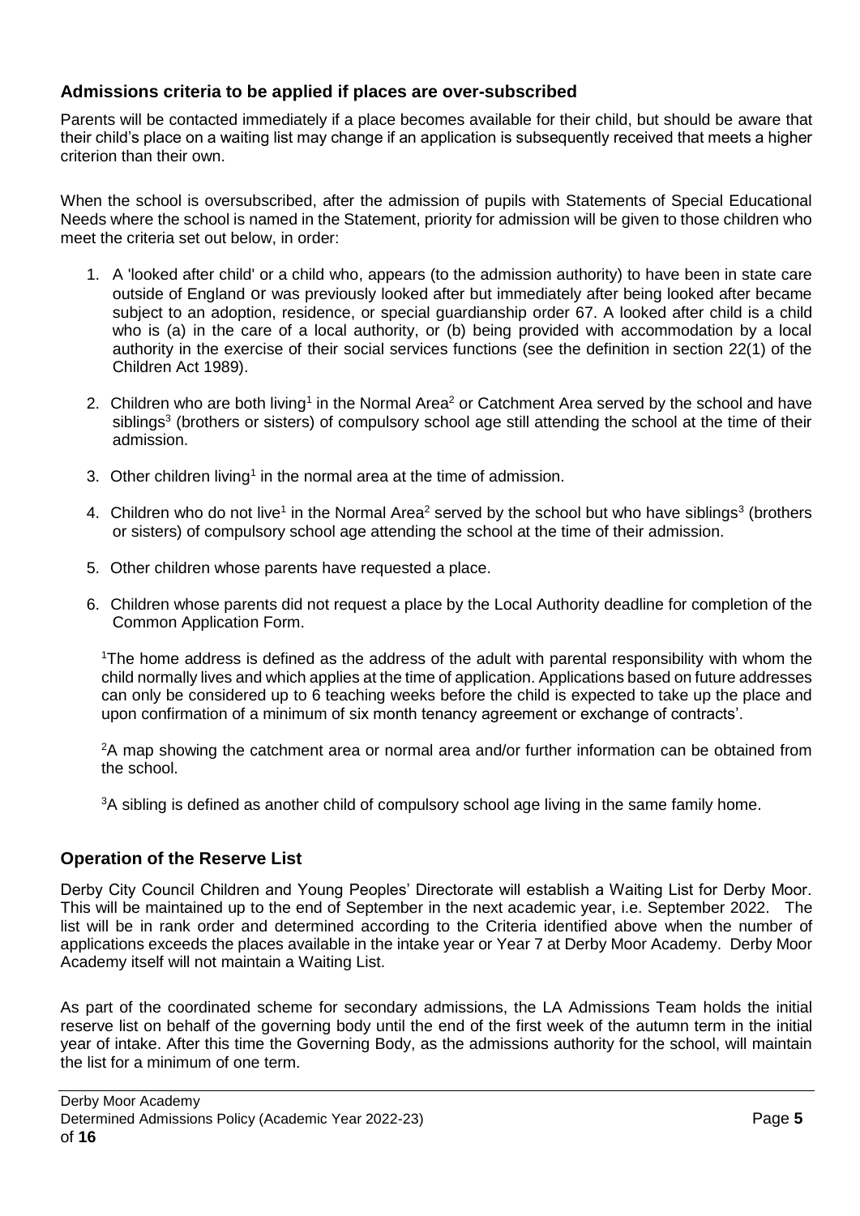## Admissions criteria to be applied if places are over-subscribed

Parents will be contacted immediately if a place becomes available for their child, but should be aware that their child's place on a waiting list may change if an application is subsequently received that meets a higher criterion than their own.

When the school is oversubscribed, after the admission of pupils with Statements of Special Educational Needs where the school is named in the Statement, priority for admission will be given to those children who meet the criteria set out below, in order:

1. A 'looked after child' or a child who, appears (to the admission authority) to have been in state care outside of England or was previously looked after but immediately after being looked after became subject to an adoption, residence, or special guardianship order 67. A looked after child is a child who is (a) in the care of a local authority, or (b) being provided with accommodation by a local authority in the exercise of their social services functions (see the definition in section 22(1) of the Children Act 1989).
2. Children who are both living[1] in the Normal Area[2] or Catchment Area served by the school and have siblings[3] (brothers or sisters) of compulsory school age still attending the school at the time of their admission.
3. Other children living[1] in the normal area at the time of admission.
4. Children who do not live[1] in the Normal Area[2] served by the school but who have siblings[3] (brothers or sisters) of compulsory school age attending the school at the time of their admission.
5. Other children whose parents have requested a place.
6. Children whose parents did not request a place by the Local Authority deadline for completion of the Common Application Form.

[1]The home address is defined as the address of the adult with parental responsibility with whom the child normally lives and which applies at the time of application. Applications based on future addresses can only be considered up to 6 teaching weeks before the child is expected to take up the place and upon confirmation of a minimum of six month tenancy agreement or exchange of contracts'.

[2]A map showing the catchment area or normal area and/or further information can be obtained from the school.

[3]A sibling is defined as another child of compulsory school age living in the same family home.

## Operation of the Reserve List

Derby City Council Children and Young Peoples' Directorate will establish a Waiting List for Derby Moor. This will be maintained up to the end of September in the next academic year, i.e. September 2022. The list will be in rank order and determined according to the Criteria identified above when the number of applications exceeds the places available in the intake year or Year 7 at Derby Moor Academy. Derby Moor Academy itself will not maintain a Waiting List.

As part of the coordinated scheme for secondary admissions, the LA Admissions Team holds the initial reserve list on behalf of the governing body until the end of the first week of the autumn term in the initial year of intake. After this time the Governing Body, as the admissions authority for the school, will maintain the list for a minimum of one term.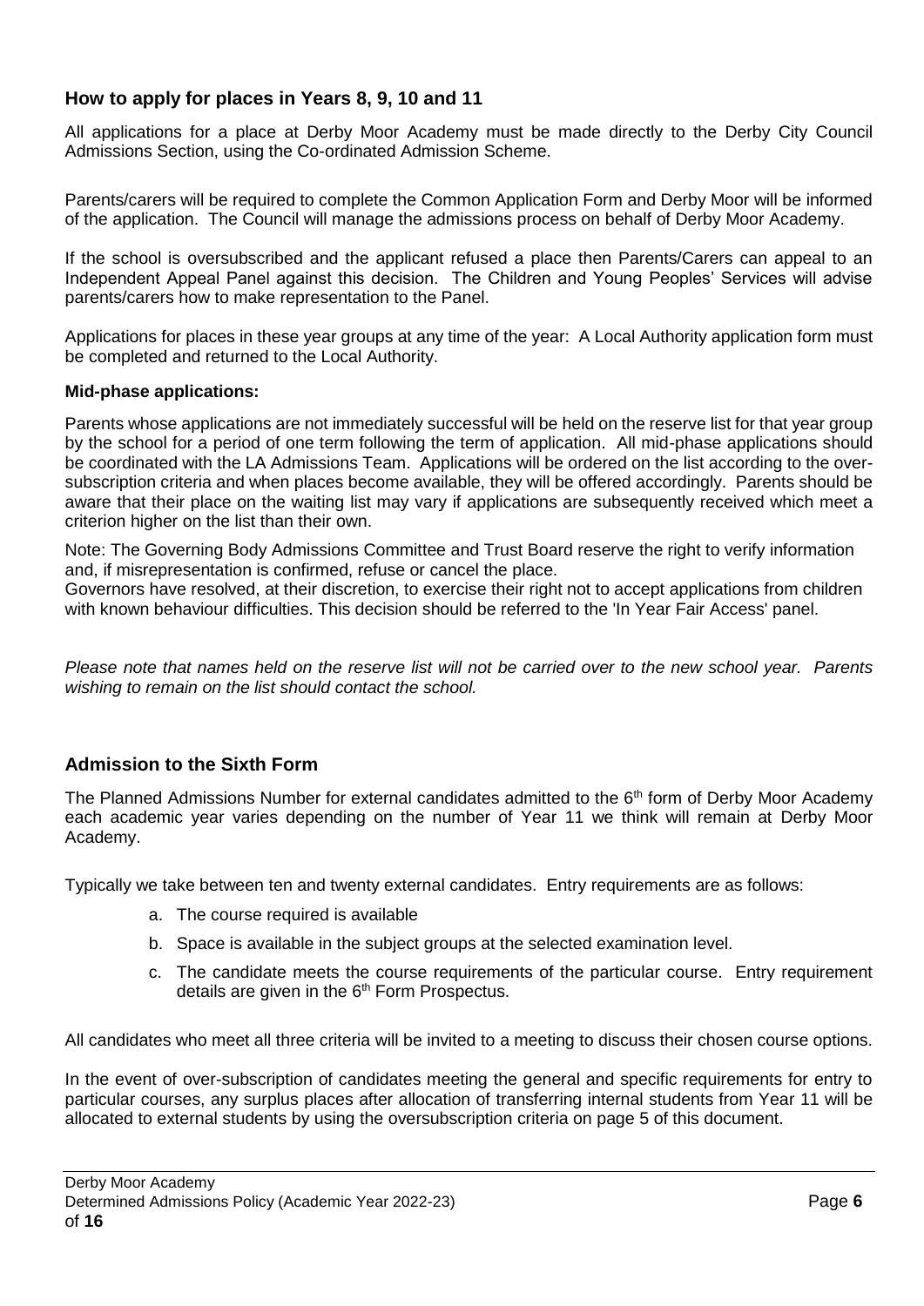## How to apply for places in Years 8, 9, 10 and 11

All applications for a place at Derby Moor Academy must be made directly to the Derby City Council Admissions Section, using the Co-ordinated Admission Scheme.

Parents/carers will be required to complete the Common Application Form and Derby Moor will be informed of the application. The Council will manage the admissions process on behalf of Derby Moor Academy.

If the school is oversubscribed and the applicant refused a place then Parents/Carers can appeal to an Independent Appeal Panel against this decision. The Children and Young Peoples' Services will advise parents/carers how to make representation to the Panel.

Applications for places in these year groups at any time of the year: A Local Authority application form must be completed and returned to the Local Authority.

**Mid-phase applications:**

Parents whose applications are not immediately successful will be held on the reserve list for that year group by the school for a period of one term following the term of application. All mid-phase applications should be coordinated with the LA Admissions Team. Applications will be ordered on the list according to the over-subscription criteria and when places become available, they will be offered accordingly. Parents should be aware that their place on the waiting list may vary if applications are subsequently received which meet a criterion higher on the list than their own.

Note: The Governing Body Admissions Committee and Trust Board reserve the right to verify information and, if misrepresentation is confirmed, refuse or cancel the place.
Governors have resolved, at their discretion, to exercise their right not to accept applications from children with known behaviour difficulties. This decision should be referred to the 'In Year Fair Access' panel.

*Please note that names held on the reserve list will not be carried over to the new school year. Parents wishing to remain on the list should contact the school.*

## Admission to the Sixth Form

The Planned Admissions Number for external candidates admitted to the 6th form of Derby Moor Academy each academic year varies depending on the number of Year 11 we think will remain at Derby Moor Academy.

Typically we take between ten and twenty external candidates. Entry requirements are as follows:

a. The course required is available
b. Space is available in the subject groups at the selected examination level.
c. The candidate meets the course requirements of the particular course. Entry requirement details are given in the 6th Form Prospectus.

All candidates who meet all three criteria will be invited to a meeting to discuss their chosen course options.

In the event of over-subscription of candidates meeting the general and specific requirements for entry to particular courses, any surplus places after allocation of transferring internal students from Year 11 will be allocated to external students by using the oversubscription criteria on page 5 of this document.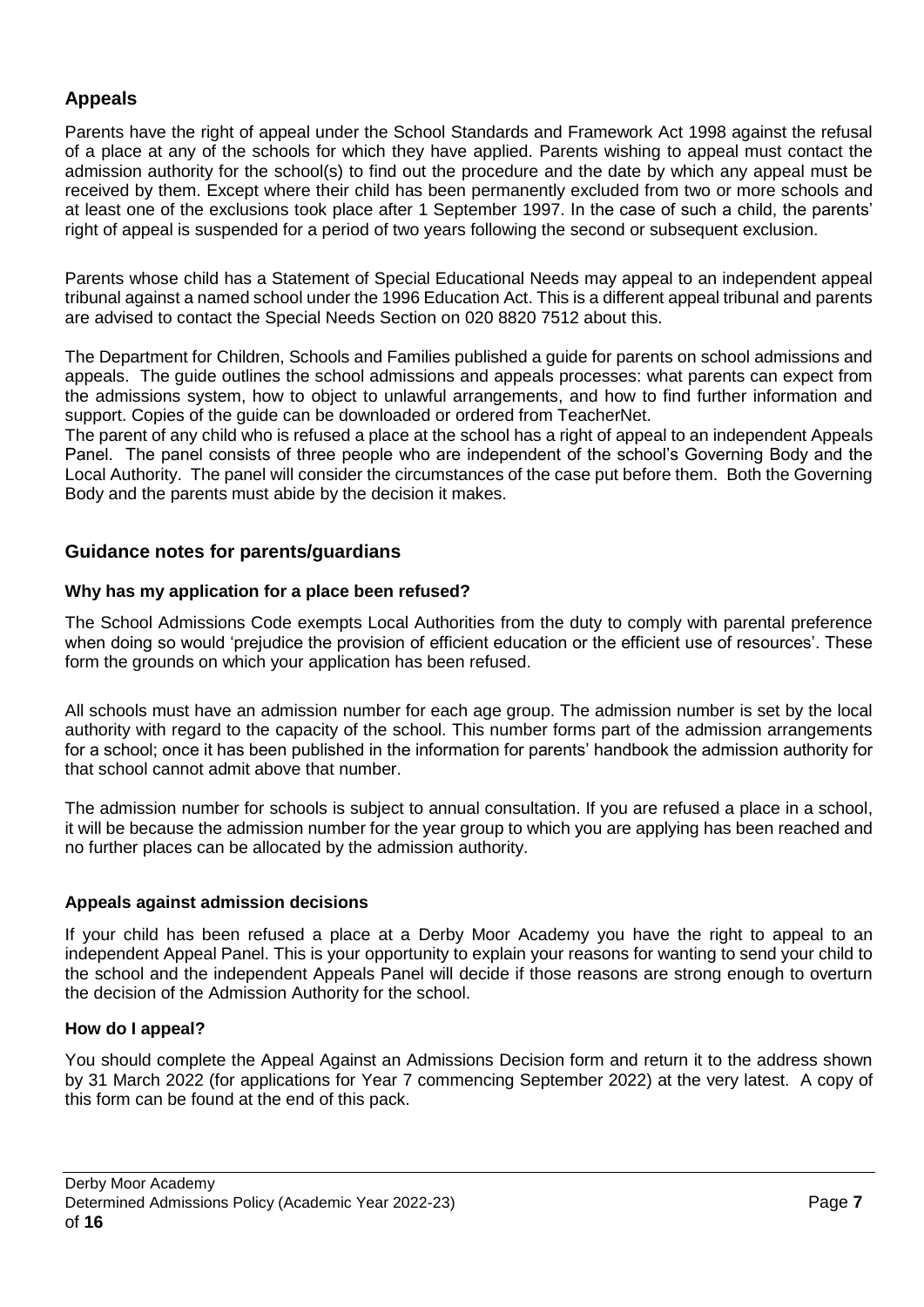## Appeals

Parents have the right of appeal under the School Standards and Framework Act 1998 against the refusal of a place at any of the schools for which they have applied. Parents wishing to appeal must contact the admission authority for the school(s) to find out the procedure and the date by which any appeal must be received by them. Except where their child has been permanently excluded from two or more schools and at least one of the exclusions took place after 1 September 1997. In the case of such a child, the parents' right of appeal is suspended for a period of two years following the second or subsequent exclusion.

Parents whose child has a Statement of Special Educational Needs may appeal to an independent appeal tribunal against a named school under the 1996 Education Act. This is a different appeal tribunal and parents are advised to contact the Special Needs Section on 020 8820 7512 about this.

The Department for Children, Schools and Families published a guide for parents on school admissions and appeals. The guide outlines the school admissions and appeals processes: what parents can expect from the admissions system, how to object to unlawful arrangements, and how to find further information and support. Copies of the guide can be downloaded or ordered from TeacherNet.

The parent of any child who is refused a place at the school has a right of appeal to an independent Appeals Panel. The panel consists of three people who are independent of the school's Governing Body and the Local Authority. The panel will consider the circumstances of the case put before them. Both the Governing Body and the parents must abide by the decision it makes.

## Guidance notes for parents/guardians

### Why has my application for a place been refused?

The School Admissions Code exempts Local Authorities from the duty to comply with parental preference when doing so would 'prejudice the provision of efficient education or the efficient use of resources'. These form the grounds on which your application has been refused.

All schools must have an admission number for each age group. The admission number is set by the local authority with regard to the capacity of the school. This number forms part of the admission arrangements for a school; once it has been published in the information for parents' handbook the admission authority for that school cannot admit above that number.

The admission number for schools is subject to annual consultation. If you are refused a place in a school, it will be because the admission number for the year group to which you are applying has been reached and no further places can be allocated by the admission authority.

### Appeals against admission decisions

If your child has been refused a place at a Derby Moor Academy you have the right to appeal to an independent Appeal Panel. This is your opportunity to explain your reasons for wanting to send your child to the school and the independent Appeals Panel will decide if those reasons are strong enough to overturn the decision of the Admission Authority for the school.

### How do I appeal?

You should complete the Appeal Against an Admissions Decision form and return it to the address shown by 31 March 2022 (for applications for Year 7 commencing September 2022) at the very latest. A copy of this form can be found at the end of this pack.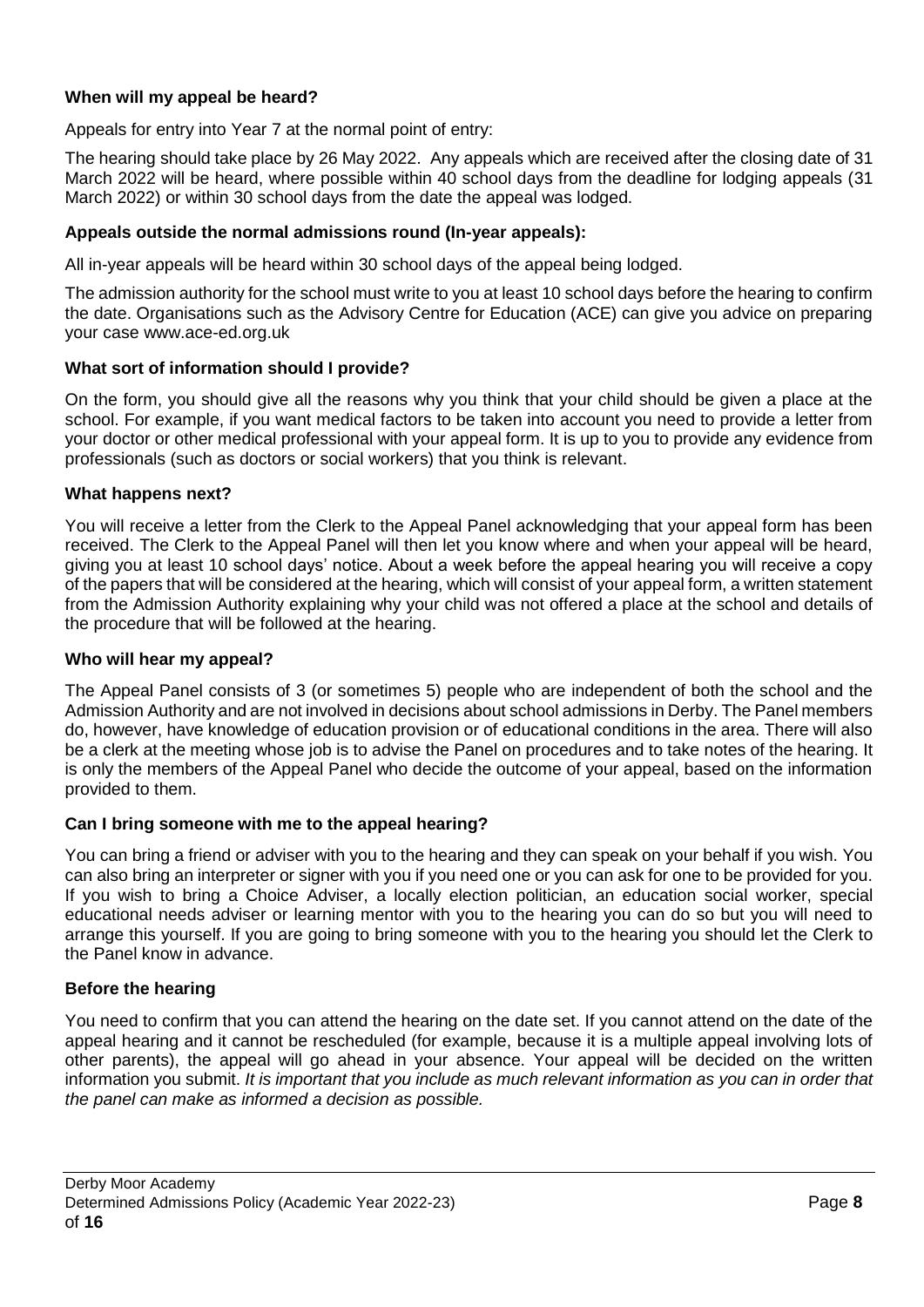**When will my appeal be heard?**

Appeals for entry into Year 7 at the normal point of entry:

The hearing should take place by 26 May 2022. Any appeals which are received after the closing date of 31 March 2022 will be heard, where possible within 40 school days from the deadline for lodging appeals (31 March 2022) or within 30 school days from the date the appeal was lodged.

**Appeals outside the normal admissions round (In-year appeals):**

All in-year appeals will be heard within 30 school days of the appeal being lodged.

The admission authority for the school must write to you at least 10 school days before the hearing to confirm the date. Organisations such as the Advisory Centre for Education (ACE) can give you advice on preparing your case www.ace-ed.org.uk

**What sort of information should I provide?**

On the form, you should give all the reasons why you think that your child should be given a place at the school. For example, if you want medical factors to be taken into account you need to provide a letter from your doctor or other medical professional with your appeal form. It is up to you to provide any evidence from professionals (such as doctors or social workers) that you think is relevant.

**What happens next?**

You will receive a letter from the Clerk to the Appeal Panel acknowledging that your appeal form has been received. The Clerk to the Appeal Panel will then let you know where and when your appeal will be heard, giving you at least 10 school days' notice. About a week before the appeal hearing you will receive a copy of the papers that will be considered at the hearing, which will consist of your appeal form, a written statement from the Admission Authority explaining why your child was not offered a place at the school and details of the procedure that will be followed at the hearing.

**Who will hear my appeal?**

The Appeal Panel consists of 3 (or sometimes 5) people who are independent of both the school and the Admission Authority and are not involved in decisions about school admissions in Derby. The Panel members do, however, have knowledge of education provision or of educational conditions in the area. There will also be a clerk at the meeting whose job is to advise the Panel on procedures and to take notes of the hearing. It is only the members of the Appeal Panel who decide the outcome of your appeal, based on the information provided to them.

**Can I bring someone with me to the appeal hearing?**

You can bring a friend or adviser with you to the hearing and they can speak on your behalf if you wish. You can also bring an interpreter or signer with you if you need one or you can ask for one to be provided for you. If you wish to bring a Choice Adviser, a locally election politician, an education social worker, special educational needs adviser or learning mentor with you to the hearing you can do so but you will need to arrange this yourself. If you are going to bring someone with you to the hearing you should let the Clerk to the Panel know in advance.

**Before the hearing**

You need to confirm that you can attend the hearing on the date set. If you cannot attend on the date of the appeal hearing and it cannot be rescheduled (for example, because it is a multiple appeal involving lots of other parents), the appeal will go ahead in your absence. Your appeal will be decided on the written information you submit. *It is important that you include as much relevant information as you can in order that the panel can make as informed a decision as possible.*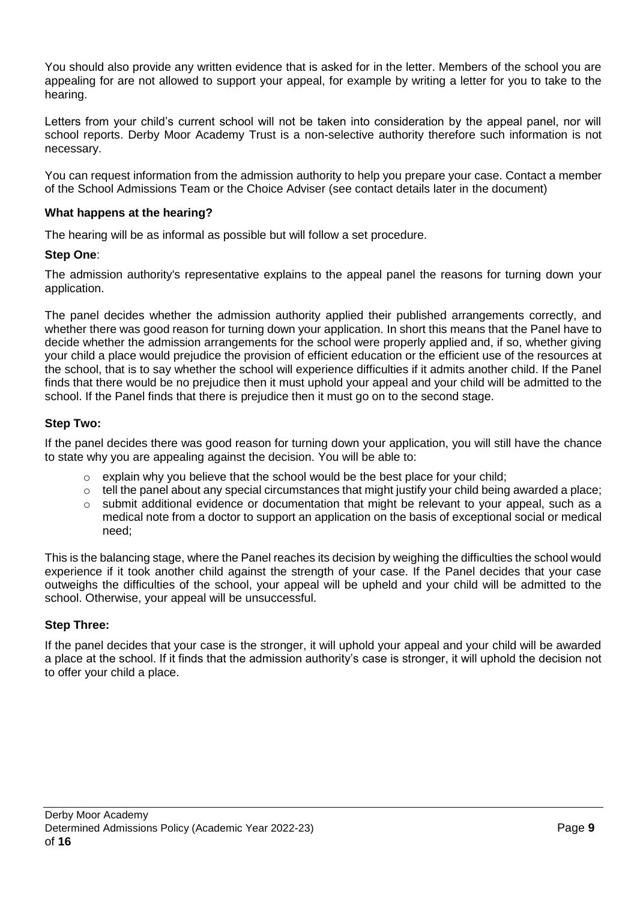You should also provide any written evidence that is asked for in the letter. Members of the school you are appealing for are not allowed to support your appeal, for example by writing a letter for you to take to the hearing.

Letters from your child's current school will not be taken into consideration by the appeal panel, nor will school reports. Derby Moor Academy Trust is a non-selective authority therefore such information is not necessary.

You can request information from the admission authority to help you prepare your case. Contact a member of the School Admissions Team or the Choice Adviser (see contact details later in the document)

**What happens at the hearing?**

The hearing will be as informal as possible but will follow a set procedure.

**Step One**:

The admission authority's representative explains to the appeal panel the reasons for turning down your application.

The panel decides whether the admission authority applied their published arrangements correctly, and whether there was good reason for turning down your application. In short this means that the Panel have to decide whether the admission arrangements for the school were properly applied and, if so, whether giving your child a place would prejudice the provision of efficient education or the efficient use of the resources at the school, that is to say whether the school will experience difficulties if it admits another child. If the Panel finds that there would be no prejudice then it must uphold your appeal and your child will be admitted to the school. If the Panel finds that there is prejudice then it must go on to the second stage.

**Step Two:**

If the panel decides there was good reason for turning down your application, you will still have the chance to state why you are appealing against the decision. You will be able to:

- explain why you believe that the school would be the best place for your child;
- tell the panel about any special circumstances that might justify your child being awarded a place;
- submit additional evidence or documentation that might be relevant to your appeal, such as a medical note from a doctor to support an application on the basis of exceptional social or medical need;

This is the balancing stage, where the Panel reaches its decision by weighing the difficulties the school would experience if it took another child against the strength of your case. If the Panel decides that your case outweighs the difficulties of the school, your appeal will be upheld and your child will be admitted to the school. Otherwise, your appeal will be unsuccessful.

**Step Three:**

If the panel decides that your case is the stronger, it will uphold your appeal and your child will be awarded a place at the school. If it finds that the admission authority's case is stronger, it will uphold the decision not to offer your child a place.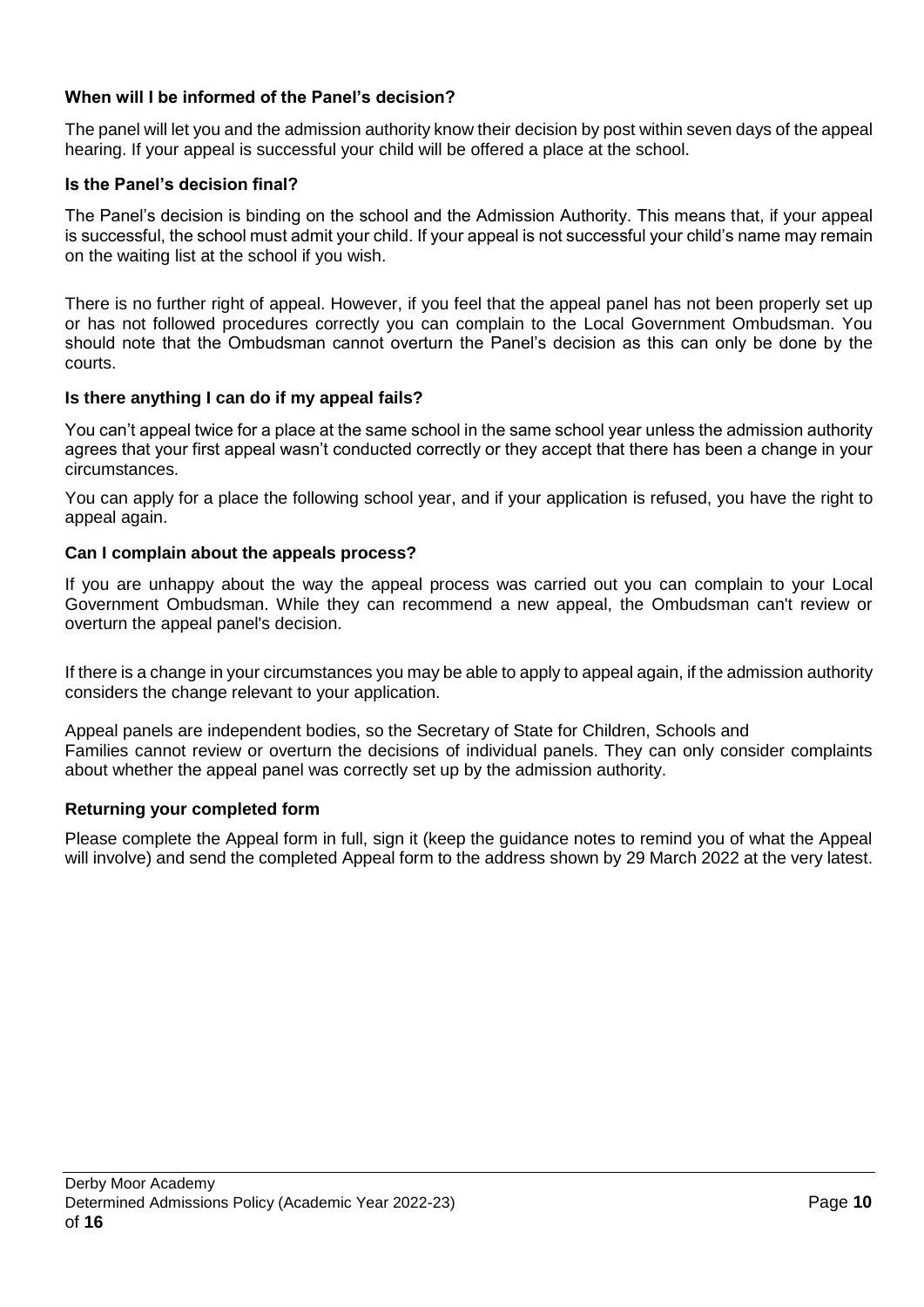### When will I be informed of the Panel's decision?

The panel will let you and the admission authority know their decision by post within seven days of the appeal hearing. If your appeal is successful your child will be offered a place at the school.

### Is the Panel's decision final?

The Panel's decision is binding on the school and the Admission Authority. This means that, if your appeal is successful, the school must admit your child. If your appeal is not successful your child's name may remain on the waiting list at the school if you wish.

There is no further right of appeal. However, if you feel that the appeal panel has not been properly set up or has not followed procedures correctly you can complain to the Local Government Ombudsman. You should note that the Ombudsman cannot overturn the Panel's decision as this can only be done by the courts.

### Is there anything I can do if my appeal fails?

You can't appeal twice for a place at the same school in the same school year unless the admission authority agrees that your first appeal wasn't conducted correctly or they accept that there has been a change in your circumstances.

You can apply for a place the following school year, and if your application is refused, you have the right to appeal again.

### Can I complain about the appeals process?

If you are unhappy about the way the appeal process was carried out you can complain to your Local Government Ombudsman. While they can recommend a new appeal, the Ombudsman can't review or overturn the appeal panel's decision.

If there is a change in your circumstances you may be able to apply to appeal again, if the admission authority considers the change relevant to your application.

Appeal panels are independent bodies, so the Secretary of State for Children, Schools and Families cannot review or overturn the decisions of individual panels. They can only consider complaints about whether the appeal panel was correctly set up by the admission authority.

### Returning your completed form

Please complete the Appeal form in full, sign it (keep the guidance notes to remind you of what the Appeal will involve) and send the completed Appeal form to the address shown by 29 March 2022 at the very latest.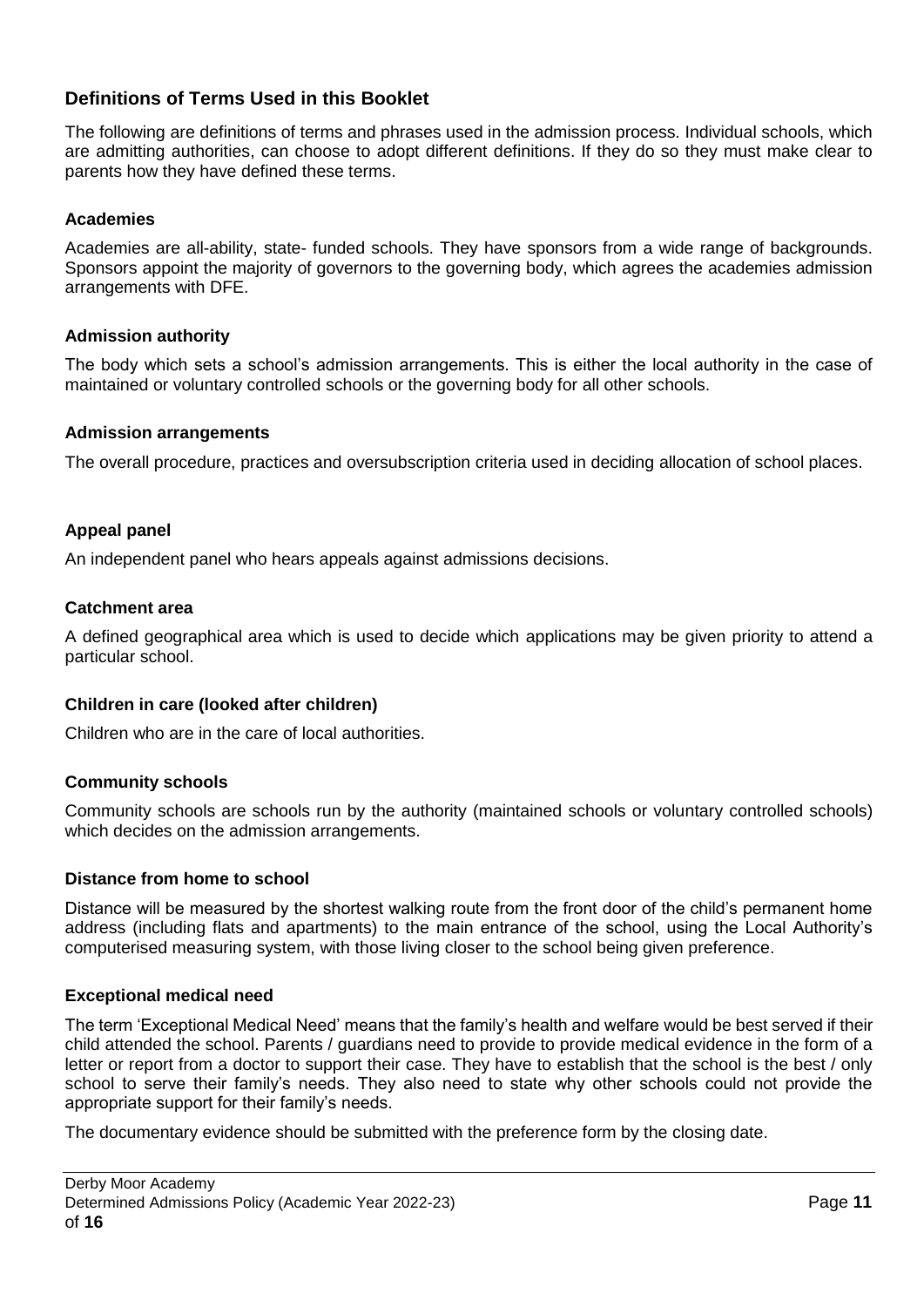## Definitions of Terms Used in this Booklet

The following are definitions of terms and phrases used in the admission process. Individual schools, which are admitting authorities, can choose to adopt different definitions. If they do so they must make clear to parents how they have defined these terms.

### Academies

Academies are all-ability, state- funded schools. They have sponsors from a wide range of backgrounds. Sponsors appoint the majority of governors to the governing body, which agrees the academies admission arrangements with DFE.

### Admission authority

The body which sets a school's admission arrangements. This is either the local authority in the case of maintained or voluntary controlled schools or the governing body for all other schools.

### Admission arrangements

The overall procedure, practices and oversubscription criteria used in deciding allocation of school places.

### Appeal panel

An independent panel who hears appeals against admissions decisions.

### Catchment area

A defined geographical area which is used to decide which applications may be given priority to attend a particular school.

### Children in care (looked after children)

Children who are in the care of local authorities.

### Community schools

Community schools are schools run by the authority (maintained schools or voluntary controlled schools) which decides on the admission arrangements.

### Distance from home to school

Distance will be measured by the shortest walking route from the front door of the child's permanent home address (including flats and apartments) to the main entrance of the school, using the Local Authority's computerised measuring system, with those living closer to the school being given preference.

### Exceptional medical need

The term 'Exceptional Medical Need' means that the family's health and welfare would be best served if their child attended the school. Parents / guardians need to provide to provide medical evidence in the form of a letter or report from a doctor to support their case. They have to establish that the school is the best / only school to serve their family's needs. They also need to state why other schools could not provide the appropriate support for their family's needs.

The documentary evidence should be submitted with the preference form by the closing date.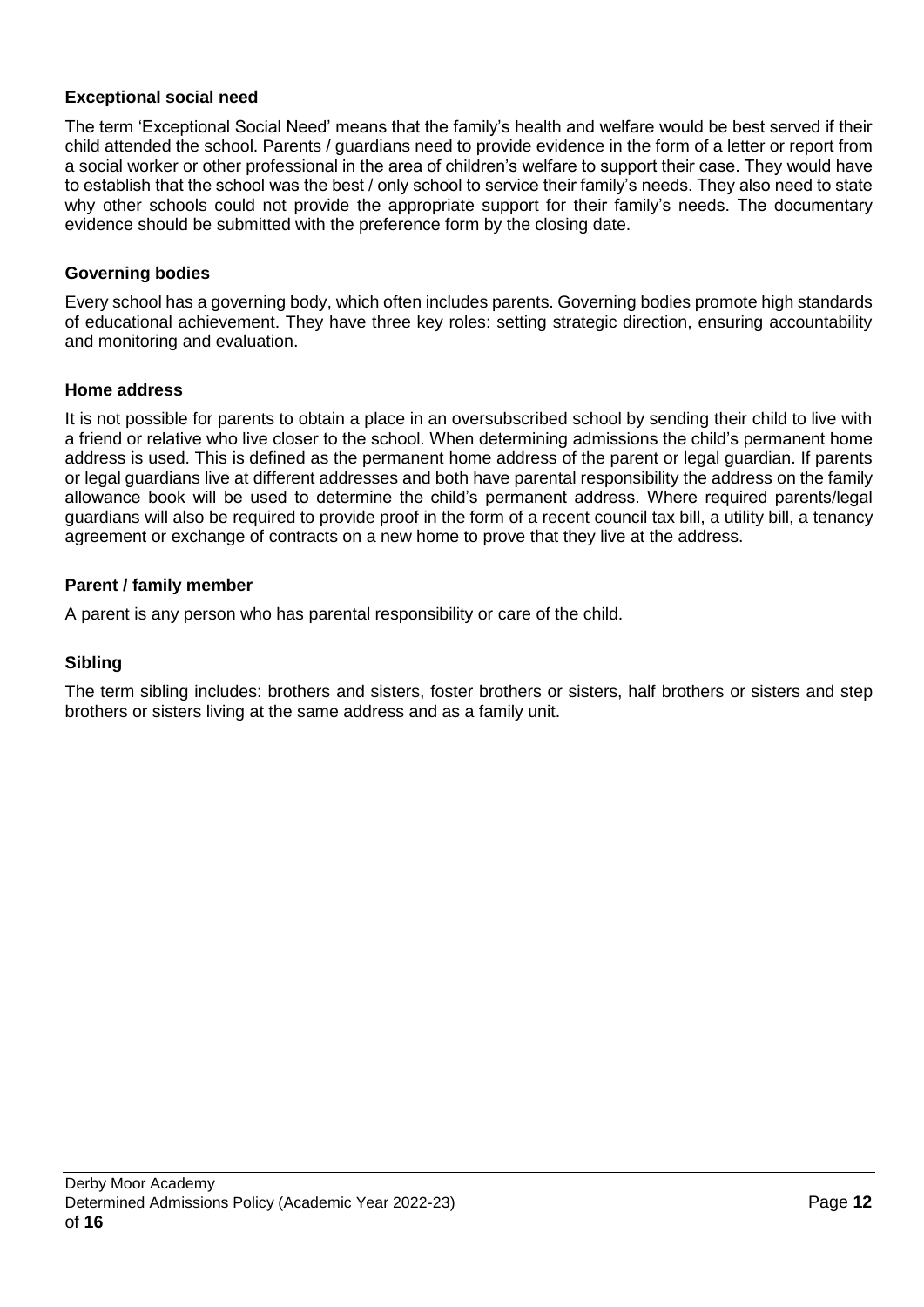### Exceptional social need

The term 'Exceptional Social Need' means that the family's health and welfare would be best served if their child attended the school. Parents / guardians need to provide evidence in the form of a letter or report from a social worker or other professional in the area of children's welfare to support their case. They would have to establish that the school was the best / only school to service their family's needs. They also need to state why other schools could not provide the appropriate support for their family's needs. The documentary evidence should be submitted with the preference form by the closing date.

### Governing bodies

Every school has a governing body, which often includes parents. Governing bodies promote high standards of educational achievement. They have three key roles: setting strategic direction, ensuring accountability and monitoring and evaluation.

### Home address

It is not possible for parents to obtain a place in an oversubscribed school by sending their child to live with a friend or relative who live closer to the school. When determining admissions the child's permanent home address is used. This is defined as the permanent home address of the parent or legal guardian. If parents or legal guardians live at different addresses and both have parental responsibility the address on the family allowance book will be used to determine the child's permanent address. Where required parents/legal guardians will also be required to provide proof in the form of a recent council tax bill, a utility bill, a tenancy agreement or exchange of contracts on a new home to prove that they live at the address.

### Parent / family member

A parent is any person who has parental responsibility or care of the child.

### Sibling

The term sibling includes: brothers and sisters, foster brothers or sisters, half brothers or sisters and step brothers or sisters living at the same address and as a family unit.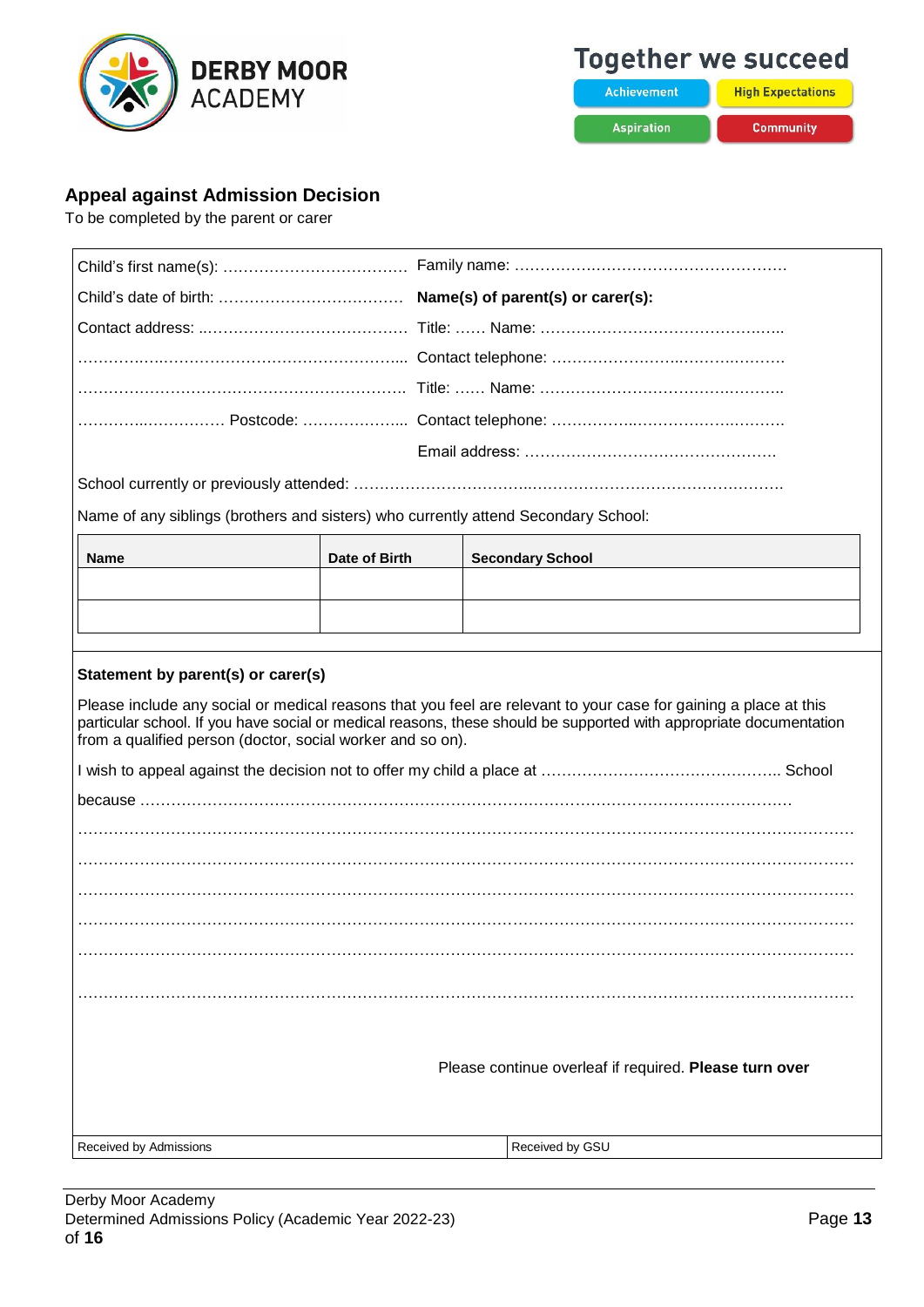DERBY MOOR ACADEMY

Together we succeed

Achievement | High Expectations | Aspiration | Community

## Appeal against Admission Decision

To be completed by the parent or carer

Child's first name(s): ……………………………… Family name: ……………………………………………

Child's date of birth: ……………………………… **Name(s) of parent(s) or carer(s):**

Contact address: ………………………………… Title: …… Name: ………………………………………

…………………………………………………… Contact telephone: ………………………………………

…………………………………………………… Title: …… Name: ………………………………………

…………………… Postcode: ……………… Contact telephone: ………………………………………

Email address: …………………………………………

School currently or previously attended: ……………………………………………………………………

Name of any siblings (brothers and sisters) who currently attend Secondary School:

| Name | Date of Birth | Secondary School |
|---|---|---|
| | | |
| | | |

**Statement by parent(s) or carer(s)**

Please include any social or medical reasons that you feel are relevant to your case for gaining a place at this particular school. If you have social or medical reasons, these should be supported with appropriate documentation from a qualified person (doctor, social worker and so on).

I wish to appeal against the decision not to offer my child a place at ……………………………………… School

because ……………………………………………………………………………………………………

……………………………………………………………………………………………………………

……………………………………………………………………………………………………………

……………………………………………………………………………………………………………

……………………………………………………………………………………………………………

……………………………………………………………………………………………………………

……………………………………………………………………………………………………………

Please continue overleaf if required. **Please turn over**

| Received by Admissions | Received by GSU |
|---|---|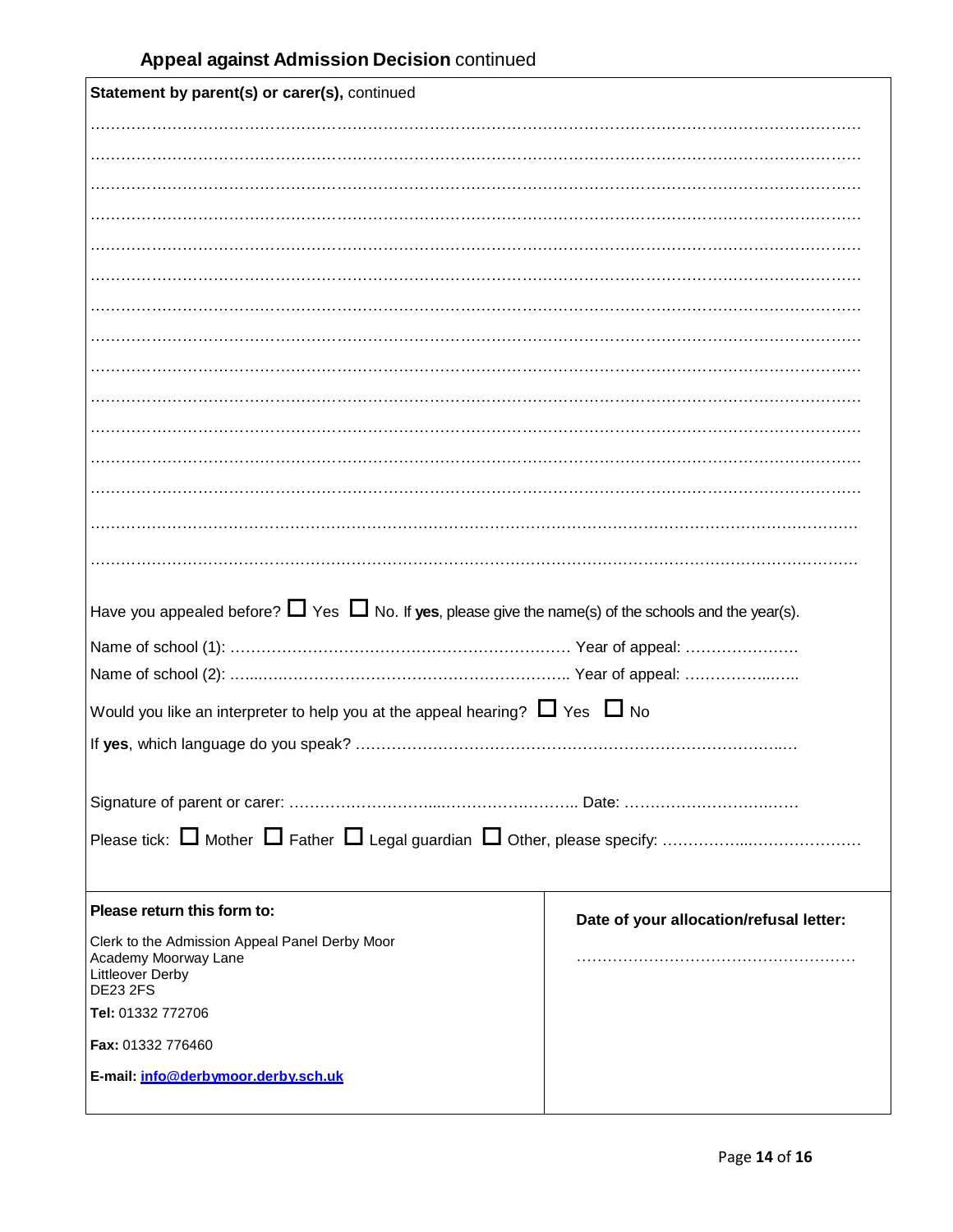## **Appeal against Admission Decision** continued

**Statement by parent(s) or carer(s),** continued

……………………………………………………………………………………………………………………………………

……………………………………………………………………………………………………………………………………

……………………………………………………………………………………………………………………………………

……………………………………………………………………………………………………………………………………

……………………………………………………………………………………………………………………………………

……………………………………………………………………………………………………………………………………

……………………………………………………………………………………………………………………………………

……………………………………………………………………………………………………………………………………

……………………………………………………………………………………………………………………………………

……………………………………………………………………………………………………………………………………

……………………………………………………………………………………………………………………………………

……………………………………………………………………………………………………………………………………

……………………………………………………………………………………………………………………………………

……………………………………………………………………………………………………………………………………

……………………………………………………………………………………………………………………………………

Have you appealed before? ☐ Yes ☐ No. If **yes**, please give the name(s) of the schools and the year(s).

Name of school (1): ………………………………………………………… Year of appeal: ………………….

Name of school (2): ………………………………………………………… Year of appeal: ………………….

Would you like an interpreter to help you at the appeal hearing? ☐ Yes ☐ No

If **yes**, which language do you speak? ………………………………………………………………………….

Signature of parent or carer: …………………………………………………… Date: …………………………….

Please tick: ☐ Mother ☐ Father ☐ Legal guardian ☐ Other, please specify: ……………………………………

| **Please return this form to:** | **Date of your allocation/refusal letter:** |
|---|---|
| Clerk to the Admission Appeal Panel Derby Moor Academy Moorway Lane<br>Littleover Derby<br>DE23 2FS<br>**Tel:** 01332 772706<br>**Fax:** 01332 776460<br>**E-mail:** info@derbymoor.derby.sch.uk | ……………………………………………… |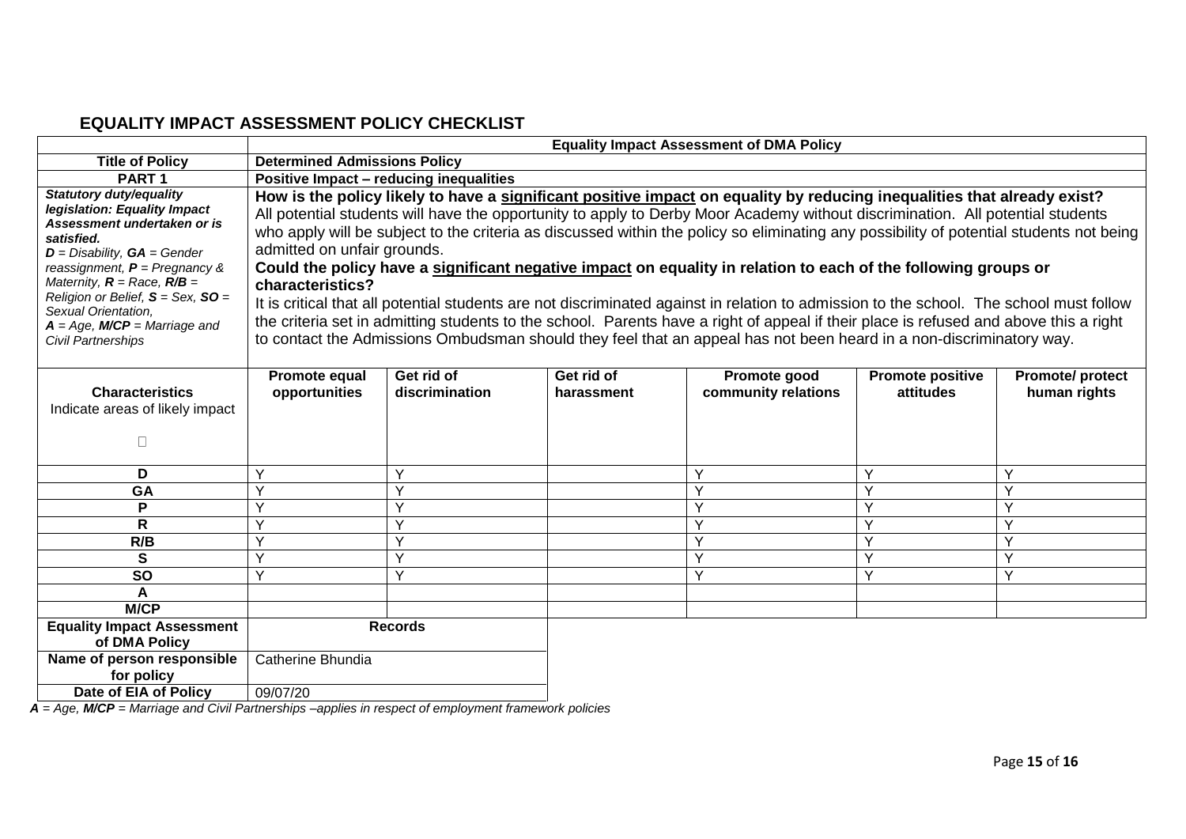## EQUALITY IMPACT ASSESSMENT POLICY CHECKLIST

| | Equality Impact Assessment of DMA Policy | | | | | |
|---|---|---|---|---|---|---|
| **Title of Policy** | **Determined Admissions Policy** | | | | | |
| **PART 1** | **Positive Impact – reducing inequalities** | | | | | |
| ***Statutory duty/equality legislation: Equality Impact Assessment undertaken or is satisfied.*** *__D__ = Disability, __GA__ = Gender reassignment, __P__ = Pregnancy & Maternity, __R__ = Race, __R/B__ = Religion or Belief, __S__ = Sex, __SO__ = Sexual Orientation, __A__ = Age, __M/CP__ = Marriage and Civil Partnerships* | **How is the policy likely to have a significant positive impact on equality by reducing inequalities that already exist?** All potential students will have the opportunity to apply to Derby Moor Academy without discrimination. All potential students who apply will be subject to the criteria as discussed within the policy so eliminating any possibility of potential students not being admitted on unfair grounds. **Could the policy have a significant negative impact on equality in relation to each of the following groups or characteristics?** It is critical that all potential students are not discriminated against in relation to admission to the school. The school must follow the criteria set in admitting students to the school. Parents have a right of appeal if their place is refused and above this a right to contact the Admissions Ombudsman should they feel that an appeal has not been heard in a non-discriminatory way. | | | | | |
| **Characteristics** Indicate areas of likely impact | **Promote equal opportunities** | **Get rid of discrimination** | **Get rid of harassment** | **Promote good community relations** | **Promote positive attitudes** | **Promote/ protect human rights** |
| **D** | Y | Y | | Y | Y | Y |
| **GA** | Y | Y | | Y | Y | Y |
| **P** | Y | Y | | Y | Y | Y |
| **R** | Y | Y | | Y | Y | Y |
| **R/B** | Y | Y | | Y | Y | Y |
| **S** | Y | Y | | Y | Y | Y |
| **SO** | Y | Y | | Y | Y | Y |
| **A** | | | | | | |
| **M/CP** | | | | | | |

| **Equality Impact Assessment of DMA Policy** | **Records** |
|---|---|
| **Name of person responsible for policy** | Catherine Bhundia |
| **Date of EIA of Policy** | 09/07/20 |

***A** = Age, **M/CP** = Marriage and Civil Partnerships –applies in respect of employment framework policies*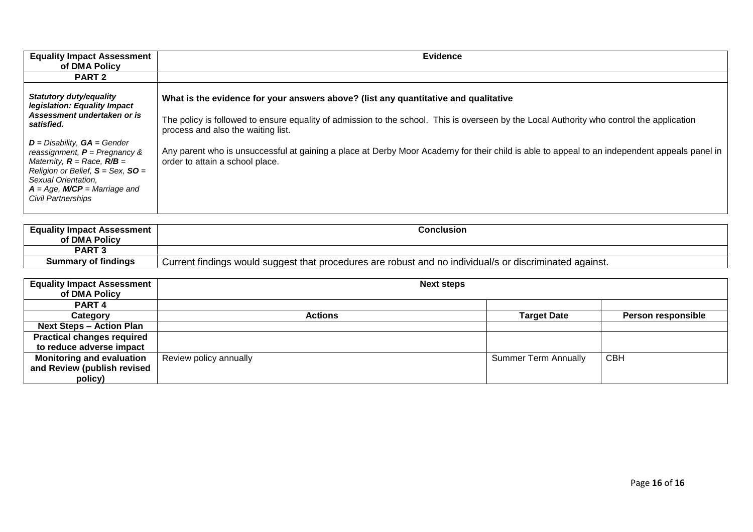| Equality Impact Assessment of DMA Policy | Evidence |
|---|---|
| **PART 2** | |
| ***Statutory duty/equality legislation: Equality Impact Assessment undertaken or is satisfied.***<br><br>***D*** *= Disability,* ***GA*** *= Gender reassignment,* ***P*** *= Pregnancy & Maternity,* ***R*** *= Race,* ***R/B*** *= Religion or Belief,* ***S*** *= Sex,* ***SO*** *= Sexual Orientation,* ***A*** *= Age,* ***M/CP*** *= Marriage and Civil Partnerships* | **What is the evidence for your answers above? (list any quantitative and qualitative**<br><br>The policy is followed to ensure equality of admission to the school. This is overseen by the Local Authority who control the application process and also the waiting list.<br><br>Any parent who is unsuccessful at gaining a place at Derby Moor Academy for their child is able to appeal to an independent appeals panel in order to attain a school place. |

| Equality Impact Assessment of DMA Policy | Conclusion |
|---|---|
| **PART 3** | |
| **Summary of findings** | Current findings would suggest that procedures are robust and no individual/s or discriminated against. |

| Equality Impact Assessment of DMA Policy | Next steps | | |
|---|---|---|---|
| **PART 4** | | | |
| **Category** | **Actions** | **Target Date** | **Person responsible** |
| **Next Steps – Action Plan** | | | |
| **Practical changes required to reduce adverse impact** | | | |
| **Monitoring and evaluation and Review (publish revised policy)** | Review policy annually | Summer Term Annually | CBH |